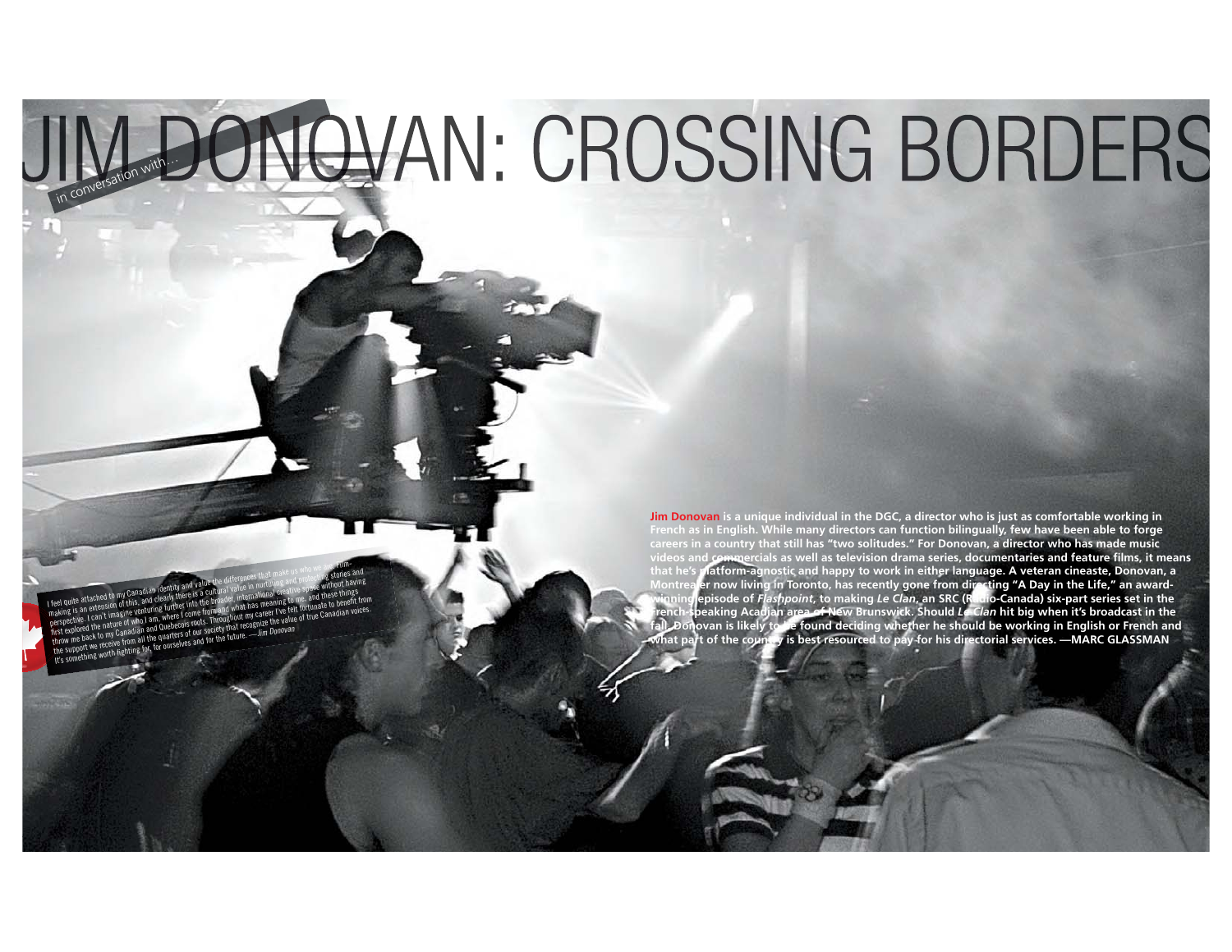*in conversation with...*

# JIM DONOVAN: CROSSING BORDERS

I feel quite attached to my Canadian identity and value the differences that make us who we are. Film-making is an extension of this, and clearly there is a cultural value in nurturing and protecting stories and perspective. I can't imagine venturing further into the broader, international creative space without having first explored the nature of who I am, where I come from and what has meaning to me, and these things throw me back to my Canadian and Quebecois roots. Throughout my career I've felt fortunate to benefit from the support we receive from all the quarters of our society that recognize the value of true Canadian voices. It's something worth fighting for, for ourselves and for the future. —*Jim Donovan*

**Jim Donovan is a unique individual in the DGC, a director who is just as comfortable working in French as in English. While many directors can function bilingually, few have been able to forge careers in a country that still has "two solitudes." For Donovan, a director who has made music videos and commercials as well as television drama series, documentaries and feature films, it means that he's platform-agnostic and happy to work in either language. A veteran cineaste, Donovan, a Montrealer now living in Toronto, has recently gone from directing "A Day in the Life," an award-winning episode of *Flashpoint*, to making *Le Clan*, an SRC (Radio-Canada) six-part series set in the French-speaking Acadian area of New Brunswick. Should *Le Clan* hit big when it's broadcast in the fall, Donovan is likely to be found deciding whether he should be working in English or French and what part of the country is best resourced to pay for his directorial services. —MARC GLASSMAN**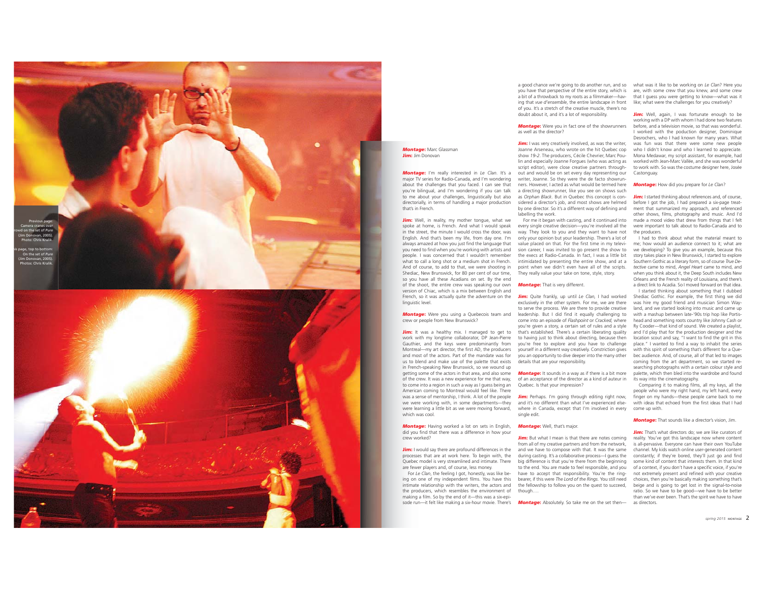Previous page: Camera cranes over crowd on the set of *Pure* (Jim Donovan, 2005). Photo: Chris Kralik.

This page, top to bottom: On the set of *Pure* (Jim Donovan, 2005). Photos: Chris Kralik.

***Montage:*** Marc Glassman
**Jim:** Jim Donovan

***Montage:*** I'm really interested in *Le Clan*. It's a major TV series for Radio-Canada, and I'm wondering about the challenges that you faced. I can see that you're bilingual, and I'm wondering if you can talk to me about your challenges, linguistically but also directorially, in terms of handling a major production that's in French.

**Jim:** Well, in reality, my mother tongue, what we spoke at home, is French. And what I would speak in the street, the minute I would cross the door, was English. And that's been my life, from day one. I'm always amazed at how you just find the language that you need to find when you're working with artists and people. I was concerned that I wouldn't remember what to call a long shot or a medium shot in French. And of course, to add to that, we were shooting in Shediac, New Brunswick, for 80 per cent of our time, so you have all these Acadians on set. By the end of the shoot, the entire crew was speaking our own version of Chiac, which is a mix between English and French, so it was actually quite the adventure on the linguistic level.

***Montage:*** Were you using a Quebecois team and crew or people from New Brunswick?

**Jim:** It was a healthy mix. I managed to get to work with my longtime collaborator, DP Jean-Pierre Gauthier, and the keys were predominantly from Montreal—my art director, the first AD, the producers and most of the actors. Part of the mandate was for us to blend and make use of the palette that exists in French-speaking New Brunswick, so we wound up getting some of the actors in that area, and also some of the crew. It was a new experience for me that way, to come into a region in such a way as I guess being an American coming to Montreal would feel like. There was a sense of mentorship, I think. A lot of the people we were working with, in some departments—they were learning a little bit as we were moving forward, which was cool.

***Montage:*** Having worked a lot on sets in English, did you find that there was a difference in how your crew worked?

**Jim:** I would say there are profound differences in the processes that are at work here. To begin with, the Quebec model is very streamlined and intimate. There are fewer players and, of course, less money.

For *Le Clan*, the feeling I got, honestly, was like being on one of my independent films. You have this intimate relationship with the writers, the actors and the producers, which resembles the environment of making a film. So by the end of it—this was a six-episode run—it felt like making a six-hour movie. There's a good chance we're going to do another run, and so you have that perspective of the entire story, which is a bit of a throwback to my roots as a filmmaker—having that *vue d'ensemble*, the entire landscape in front of you. It's a stretch of the creative muscle, there's no doubt about it, and it's a lot of responsibility.

***Montage:*** Were you in fact one of the showrunners as well as the director?

**Jim:** I was very creatively involved, as was the writer, Joanne Arseneau, who wrote on the hit Quebec cop show *19-2*. The producers, Cécile Chevrier, Marc Poulin and especially Joanne Forgues (who was acting as script editor), were close creative partners throughout and would be on set every day representing our writer, Joanne. So they were the de facto showrunners. However, I acted as what would be termed here a directing showrunner, like you see on shows such as *Orphan Black*. But in Quebec this concept is considered a director's job, and most shows are helmed by one director. So it's a different way of defining and labelling the work.

For me it began with casting, and it continued into every single creative decision—you're involved all the way. They look to you and they want to have not only your opinion but your leadership. There's a lot of value placed on that. For the first time in my television career, I was invited to go present the show to the execs at Radio-Canada. In fact, I was a little bit intimidated by presenting the entire show, and at a point when we didn't even have all of the scripts. They really value your take on tone, style, story.

***Montage:*** That is very different.

**Jim:** Quite frankly, up until *Le Clan*, I had worked exclusively in the other system. For me, we are there to serve the process. We are there to provide creative leadership. But I did find it equally challenging to come into an episode of *Flashpoint* or *Cracked*, where you're given a story, a certain set of rules and a style that's established. There's a certain liberating quality to having just to think about directing, because then you're free to explore and you have to challenge yourself in a different way creatively. Constriction gives you an opportunity to dive deeper into the many other details that are your responsibility.

***Montage:*** It sounds in a way as if there is a bit more of an acceptance of the director as a kind of auteur in Quebec. Is that your impression?

**Jim:** Perhaps. I'm going through editing right now, and it's no different than what I've experienced elsewhere in Canada, except that I'm involved in every single edit.

***Montage:*** Well, that's major.

**Jim:** But what I mean is that there are notes coming from all of my creative partners and from the network, and we have to compose with that. It was the same during casting. It's a collaborative process—I guess the big difference is that you're there from the beginning to the end. You are made to feel responsible, and you have to accept that responsibility. You're the ring-bearer, if this were *The Lord of the Rings*. You still need the fellowship to follow you on the quest to succeed, though....

***Montage:*** Absolutely. So take me on the set then—what was it like to be working on *Le Clan*? Here you are, with some crew that you knew, and some crew that I guess you were getting to know—what was it like; what were the challenges for you creatively?

**Jim:** Well, again, I was fortunate enough to be working with a DP with whom I had done two features before, and a television movie, so that was wonderful. I worked with the production designer, Dominique Desrochers, who I had known for many years. What was fun was that there were some new people who I didn't know and who I learned to appreciate. Mona Medawar, my script assistant, for example, had worked with Jean-Marc Vallée, and she was wonderful to work with. So was the costume designer here, Josée Castonguay.

***Montage:*** How did you prepare for *Le Clan*?

**Jim:** I started thinking about references and, of course, before I got the job, I had prepared a six-page treatment that summarized my approach, and referenced other shows, films, photography and music. And I'd made a mood video that drew from things that I felt were important to talk about to Radio-Canada and to the producers.

I had to think about what the material meant to me; how would an audience connect to it; what are we developing? To give you an example, because this story takes place in New Brunswick, I started to explore Southern Gothic as a literary form, so of course *True Detective* came to mind, *Angel Heart* came to mind, and when you think about it, the Deep South includes New Orleans and the French reality of Louisiana, and there's a direct link to Acadia. So I moved forward on that idea.

I started thinking about something that I dubbed Shediac Gothic. For example, the first thing we did was hire my good friend and musician Simon Wayland, and we started looking into music and came up with a mashup between late-'90s trip hop like Portishead and something roots country like Johnny Cash or Ry Cooder—that kind of sound. We created a playlist, and I'd play that for the production designer and the location scout and say, "I want to find the grit in this place." I wanted to find a way to inhabit the series with this spirit of something that's different for a Quebec audience. And, of course, all of that led to images coming from the art department, so we started researching photographs with a certain colour style and palette, which then bled into the wardrobe and found its way into the cinematography.

Comparing it to making films, all my keys, all the people who were my right hand, my left hand, every finger on my hands—these people came back to me with ideas that echoed from the first ideas that I had come up with.

***Montage:*** That sounds like a director's vision, Jim.

**Jim:** That's what directors do; we are like curators of reality. You've got this landscape now where content is all-pervasive. Everyone can have their own YouTube channel. My kids watch online user-generated content constantly; if they're bored, they'll just go and find some kind of content that interests them. In that kind of a context, if you don't have a specific voice, if you're not extremely present and refined with your creative choices, then you're basically making something that's beige and is going to get lost in the signal-to-noise ratio. So we have to be good—we have to be better than we've ever been. That's the spirit we have to have as directors.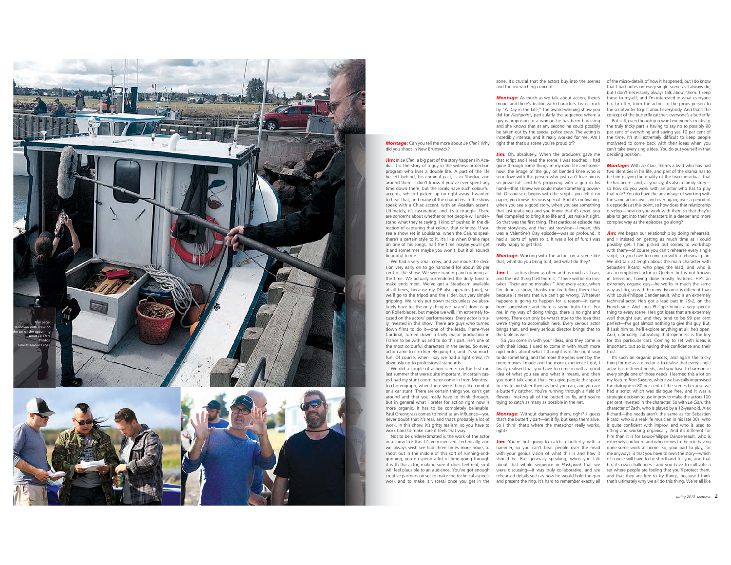This page: Donovan with crew on the set of the upcoming series *Le Clan*. Photos: Julie D'Amour Léger.

***Montage:*** Can you tell me more about *Le Clan*? Why did you shoot in New Brunswick?

**Jim:** In *Le Clan*, a big part of the story happens in Acadia. It is the story of a guy in the witness-protection program who lives a double life. A part of the life he left behind, his criminal past, is in Shediac and around there. I don't know if you've ever spent any time down there, but the locals have such colourful accents, which I picked up on right away. I wanted to hear that, and many of the characters in the show speak with a Chiac accent, with an Acadian accent. Ultimately, it's fascinating, and it's a struggle. There are concerns about whether or not people will understand what they're saying. I kind of pushed in the direction of capturing that colour, that richness. If you see a show set in Louisiana, when the Cajuns speak there's a certain style to it. It's like when Drake raps on one of his songs, half the time maybe you'll get it and sometimes maybe you won't, but it all sounds beautiful to me.

We had a very small crew, and we made the decision very early on to go handheld for about 80 per cent of the show. We were running and gunning all the time. We actually surrendered the dolly fund to make ends meet. We've got a Steadicam available at all times, because my DP also operates [one], so we'll go to the tripod and the slider, but very simple gripping. We rarely put down tracks unless we absolutely have to; the only thing we haven't done is go on Rollerblades, but maybe we will. I'm extremely focused on the actors' performances. Every actor is truly invested in this show. There are guys who turned down films to do it—one of the leads, Pierre-Yves Cardinal, turned down a fairly major production in France to be with us and to do this part. He's one of the most colourful characters in the series. So every actor came to it extremely gung-ho, and it's so much fun. Of course, when I say we had a light crew, it's obviously up to professional standards.

We did a couple of action scenes on the first run last summer that were quite important. In certain cases I had my stunt coordinator come in from Montreal to choreograph, when there were things like combat or a car stunt. There are certain things you can't get around and that you really have to think through, but in general what I prefer for action right now is more organic. It has to be completely believable. Paul Greengrass comes to mind as an influence—you never doubt that it's real, and that's probably a lot of work. In this show, it's gritty realism, so you have to work hard to make sure it feels that way.

Not to be underestimated is the work of the actor in a show like this. It's very involved, technically, and we always wish we had three times more hours to shoot but in the middle of this sort of running-and-gunning, you do spend a lot of time going through it with the actor, making sure it does feel real, so it will feel plausible to an audience. You've got enough creative partners on set to make the technical aspects work and to make it visceral once you get in the zone. It's crucial that the actors buy into the scenes and the overarching concept.

***Montage:*** As much as we talk about action, there's mood, and there's dealing with characters. I was struck by "A Day in the Life," the award-winning show you did for *Flashpoint*, particularly the sequence where a guy is proposing to a woman he has been harassing and she knows that at any second he could possibly be taken out by the special police crew. The acting is incredibly intense, and it really worked for me. Am I right that that's a scene you're proud of?

**Jim:** Oh, absolutely. When the producers gave me that script and I read the scene, I was touched. I had gone through some things in my own life and somehow, the image of the guy on bended knee who is so in love with this person who just can't love him is so powerful—and he's proposing with a gun in his hand—that I knew we could make something powerful. Of course it begins with the script—you felt it on paper; you knew this was special. And it's motivating: when you see a good story, when you see something that just grabs you and you know that it's good, you feel compelled to bring it to life and just make it right. So that was the first thing. That particular episode has three storylines, and that last storyline—I mean, this was a Valentine's Day episode—was so profound. It had all sorts of layers to it. It was a lot of fun; I was really happy to get that.

***Montage:*** Working with the actors on a scene like that, what do you bring to it, and what do they?

**Jim:** I sit actors down as often and as much as I can, and the first thing I tell them is, "There will be no mistakes. There are no mistakes." And every actor, when I'm done a show, thanks me for telling them that, because it means that we can't go wrong. Whatever happens is going to happen for a reason—it came from somewhere and there is some truth to it. For me, in my way of doing things, there is no right and wrong. There can only be what's true to the idea that we're trying to accomplish here. Every serious actor brings that, and every serious director brings that to the table as well.

So you come in with your ideas, and they come in with their ideas. I used to come in with much more rigid notes about what I thought was the right way to do something, and the more the years went by, the more movies I made and the more experience I got, I finally realised that you have to come in with a good idea of what you see and what it means, and then you don't talk about that. You give people the space to create and steer them as best you can, and you are a butterfly catcher. You're running through a field of flowers, making all of the butterflies fly, and you're trying to catch as many as possible in the net.

***Montage:*** Without damaging them, right? I guess that's the butterfly part—let it fly, but keep them alive. So I think that's where the metaphor really works, right?

**Jim:** You're not going to catch a butterfly with a hammer, so you can't beat people over the head with your genius vision of what this is and how it should be. But generally speaking, when you talk about that whole sequence in *Flashpoint* that we were discussing—it was truly collaborative, and we rehearsed details such as how he would hold the gun and present the ring. It's hard to remember exactly all of the micro-details of how it happened, but I do know that I had notes on every single scene as I always do, but I don't necessarily always talk about them. I keep those to myself, and I'm interested in what everyone has to offer, from the actors to the props person to the scriptwriter to just about everybody. And that's the concept of the butterfly catcher: everyone's a butterfly.

But still, even though you want everyone's creativity, the truly tricky part is having to say no to possibly 90 per cent of everything and saying yes 10 per cent of the time. It's still extremely difficult to keep people motivated to come back with their ideas when you can't take every single idea. You do put yourself in that deciding position.

***Montage:*** With *Le Clan*, there's a lead who has had two identities in his life, and part of the drama has to be him playing the duality of the two individuals that he has been—and, as you say, it's also a family story—so how do you work with an actor who has to play that role? You do have the advantage of working with the same actors over and over again, over a period of six episodes at this point, so how does that relationship develop—how do you work with them so that they're able to get into their characters in a deeper and more complex way as the episodes go along?

**Jim:** We began our relationship by doing rehearsals, and I insisted on getting as much time as I could possibly get. I had picked out scenes to workshop with them—of course you can't rehearse every single script, so you have to come up with a rehearsal plan. We did talk at length about the main character with Sebastien Ricard, who plays the lead, and who is an accomplished actor in Quebec but is not known in television, having done mostly features. He's an extremely organic guy—he works in much the same way as I do, so with him my dynamic is different than with Louis-Philippe Dandeneault, who is an extremely technical actor. He's got a lead part in *19-2*, on the French side. And Louis-Philippe brings a very specific thing to every scene. He's got ideas that are extremely well thought out, and they tend to be 99 per cent perfect—I've got almost nothing to give this guy. But, if I ask him to, he'll explore anything at all; he's open. And, ultimately, cultivating that openness is the key for this particular cast. Coming to set with ideas is important, but so is having their confidence and their trust.

It's such an organic process, and again the tricky thing for me as a director is to realise that every single actor has different needs, and you have to harmonize every single one of those needs. I learned this a lot on my feature *Trois Saisons*, where we basically improvised the dialogue in 80 per cent of the scenes because we had a script which was dialogue free, and it was a strategic decision to use improv to make the actors 100 per cent invested in the character. So with *Le Clan*, the character of Zach, who is played by a 12-year-old, Alex Richard—the needs aren't the same as for Sebastien Ricard, who is a real-life musician in his late 30s, who is quite confident with improv, and who is used to riffing and working organically. And it's different for him than it is for Louis-Philippe Dandeneault, who is extremely confident and who comes to the role having done some work at home. So, your part to play, for me anyways, is that you have to own the story—which of course will have to be shorthand for you, and that has its own challenges—and you have to cultivate a set where people are feeling that you'll protect them, and that they are free to try things, because I think that's ultimately why we all do this thing. We're all like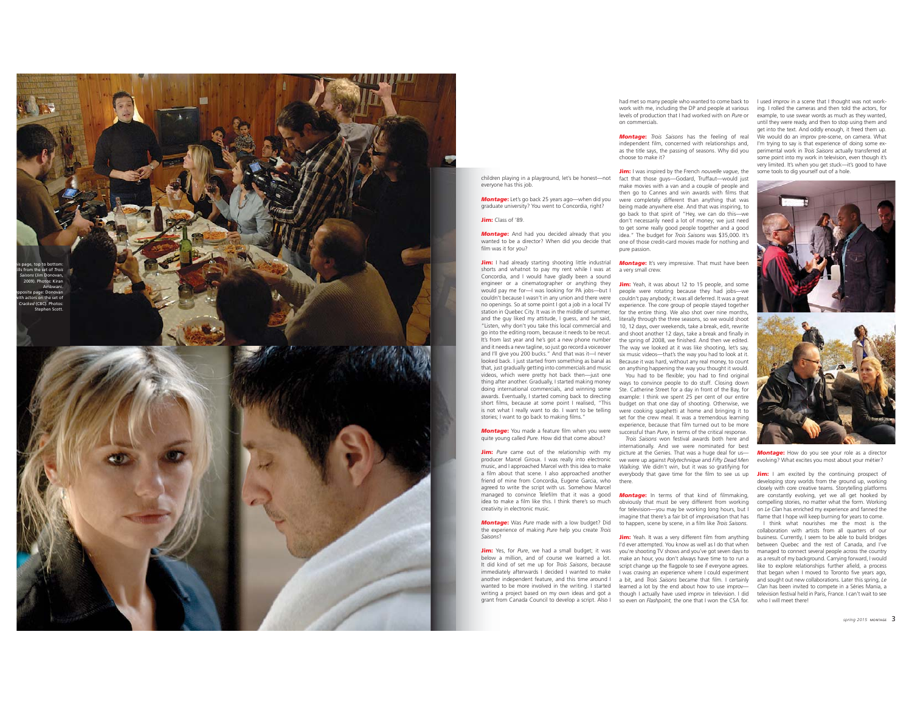is page, top to bottom: ills from the set of *Trois Saisons* (Jim Donovan, 2009). Photos: Kiran Ambwani. pposite page: Donovan ith actors on the set of *Cracked* (CBC). Photos: Stephen Scott.

children playing in a playground, let's be honest—not everyone has this job.

***Montage:*** Let's go back 25 years ago—when did you graduate university? You went to Concordia, right?

**Jim:** Class of '89.

***Montage:*** And had you decided already that you wanted to be a director? When did you decide that film was it for you?

**Jim:** I had already starting shooting little industrial shorts and whatnot to pay my rent while I was at Concordia, and I would have gladly been a sound engineer or a cinematographer or anything they would pay me for—I was looking for PA jobs—but I couldn't because I wasn't in any union and there were no openings. So at some point I got a job in a local TV station in Quebec City. It was in the middle of summer, and the guy liked my attitude, I guess, and he said, "Listen, why don't you take this local commercial and go into the editing room, because it needs to be recut. It's from last year and he's got a new phone number and it needs a new tagline, so just go record a voiceover and I'll give you 200 bucks." And that was it—I never looked back. I just started from something as banal as that, just gradually getting into commercials and music videos, which were pretty hot back then—just one thing after another. Gradually, I started making money doing international commercials, and winning some awards. Eventually, I started coming back to directing short films, because at some point I realised, "This is not what I really want to do. I want to be telling stories; I want to go back to making films."

***Montage:*** You made a feature film when you were quite young called *Pure*. How did that come about?

**Jim:** *Pure* came out of the relationship with my producer Marcel Giroux. I was really into electronic music, and I approached Marcel with this idea to make a film about that scene. I also approached another friend of mine from Concordia, Eugene Garcia, who agreed to write the script with us. Somehow Marcel managed to convince Telefilm that it was a good idea to make a film like this. I think there's so much creativity in electronic music.

***Montage:*** Was *Pure* made with a low budget? Did the experience of making *Pure* help you create *Trois Saisons*?

**Jim:** Yes, for *Pure*, we had a small budget; it was below a million, and of course we learned a lot. It did kind of set me up for *Trois Saisons*, because immediately afterwards I decided I wanted to make another independent feature, and this time around I wanted to be more involved in the writing. I started writing a project based on my own ideas and got a grant from Canada Council to develop a script. Also I had met so many people who wanted to come back to work with me, including the DP and people at various levels of production that I had worked with on *Pure* or on commercials.

***Montage:*** *Trois Saisons* has the feeling of real independent film, concerned with relationships and, as the title says, the passing of seasons. Why did you choose to make it?

**Jim:** I was inspired by the French *nouvelle vague*, the fact that those guys—Godard, Truffaut—would just make movies with a van and a couple of people and then go to Cannes and win awards with films that were completely different than anything that was being made anywhere else. And that was inspiring, to go back to that spirit of "Hey, we can do this—we don't necessarily need a lot of money; we just need to get some really good people together and a good idea." The budget for *Trois Saisons* was $35,000. It's one of those credit-card movies made for nothing and pure passion.

***Montage:*** It's very impressive. That must have been a very small crew.

**Jim:** Yeah, it was about 12 to 15 people, and some people were rotating because they had jobs—we couldn't pay anybody; it was all deferred. It was a great experience. The core group of people stayed together for the entire thing. We also shot over nine months, literally through the three seasons, so we would shoot 10, 12 days, over weekends, take a break, edit, rewrite and shoot another 12 days, take a break and finally in the spring of 2008, we finished. And then we edited. The way we looked at it was like shooting, let's say, six music videos—that's the way you had to look at it. Because it was hard, without any real money, to count on anything happening the way you thought it would.

You had to be flexible; you had to find original ways to convince people to do stuff. Closing down Ste. Catherine Street for a day in front of the Bay, for example: I think we spent 25 per cent of our entire budget on that one day of shooting. Otherwise, we were cooking spaghetti at home and bringing it to set for the crew meal. It was a tremendous learning experience, because that film turned out to be more successful than *Pure*, in terms of the critical response.

*Trois Saisons* won festival awards both here and internationally. And we were nominated for best picture at the Genies. That was a huge deal for us—we were up against *Polytechnique* and *Fifty Dead Men Walking*. We didn't win, but it was so gratifying for everybody that gave time for the film to see us up there.

***Montage:*** In terms of that kind of filmmaking, obviously that must be very different from working for television—you may be working long hours, but I imagine that there's a fair bit of improvisation that has to happen, scene by scene, in a film like *Trois Saisons*.

**Jim:** Yeah. It was a very different film from anything I'd ever attempted. You know as well as I do that when you're shooting TV shows and you've got seven days to make an hour, you don't always have time to to run a script change up the flagpole to see if everyone agrees. I was craving an experience where I could experiment a bit, and *Trois Saisons* became that film. I certainly learned a lot by the end about how to use improv—though I actually have used improv in television. I did so even on *Flashpoint*, the one that I won the CSA for. I used improv in a scene that I thought was not working. I rolled the cameras and then told the actors, for example, to use swear words as much as they wanted, until they were ready, and then to stop using them and get into the text. And oddly enough, it freed them up. We would do an improv pre-scene, on camera. What I'm trying to say is that experience of doing some experimental work in *Trois Saisons* actually transferred at some point into my work in television, even though it's very limited. It's when you get stuck—it's good to have some tools to dig yourself out of a hole.

***Montage:*** How do you see your role as a director evolving? What excites you most about your métier?

**Jim:** I am excited by the continuing prospect of developing story worlds from the ground up, working closely with core creative teams. Storytelling platforms are constantly evolving, yet we all get hooked by compelling stories, no matter what the form. Working on *Le Clan* has enriched my experience and fanned the flame that I hope will keep burning for years to come.

I think what nourishes me the most is the collaboration with artists from all quarters of our business. Currently, I seem to be able to build bridges between Quebec and the rest of Canada, and I've managed to connect several people across the country as a result of my background. Carrying forward, I would like to explore relationships further afield, a process that began when I moved to Toronto five years ago, and sought out new collaborations. Later this spring, *Le Clan* has been invited to compete in a Séries Mania, a television festival held in Paris, France. I can't wait to see who I will meet there!